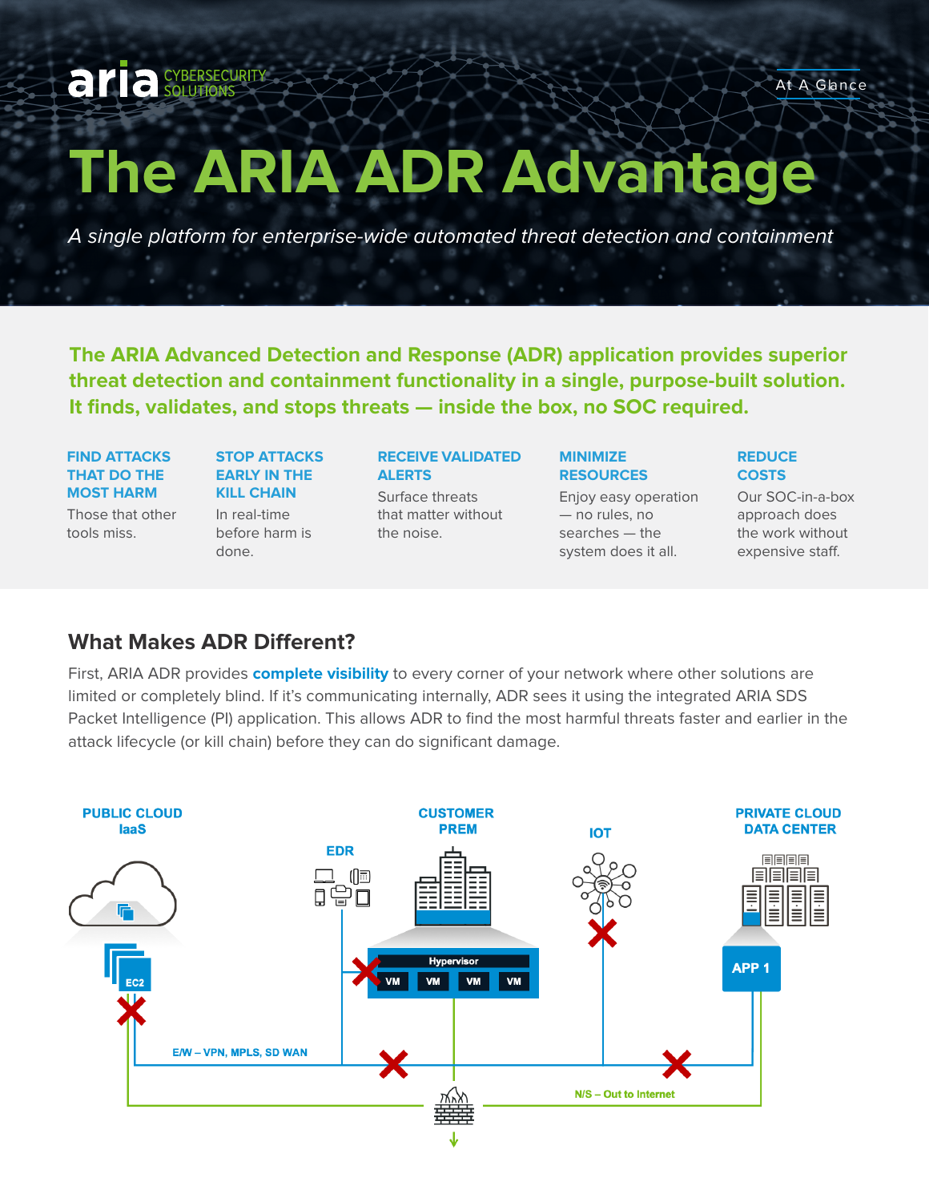aria CYBERSECURITY SOLUTIONS

At A Glance

# The ARIA ADR Advantage

*A single platform for enterprise-wide automated threat detection and containment*

**The ARIA Advanced Detection and Response (ADR) application provides superior threat detection and containment functionality in a single, purpose-built solution. It finds, validates, and stops threats — inside the box, no SOC required.**

**FIND ATTACKS THAT DO THE MOST HARM**
Those that other tools miss.

**STOP ATTACKS EARLY IN THE KILL CHAIN**
In real-time before harm is done.

**RECEIVE VALIDATED ALERTS**
Surface threats that matter without the noise.

**MINIMIZE RESOURCES**
Enjoy easy operation — no rules, no searches — the system does it all.

**REDUCE COSTS**
Our SOC-in-a-box approach does the work without expensive staff.

## What Makes ADR Different?

First, ARIA ADR provides **complete visibility** to every corner of your network where other solutions are limited or completely blind. If it's communicating internally, ADR sees it using the integrated ARIA SDS Packet Intelligence (PI) application. This allows ADR to find the most harmful threats faster and earlier in the attack lifecycle (or kill chain) before they can do significant damage.

PUBLIC CLOUD IaaS — EC2
EDR
CUSTOMER PREM — Hypervisor — VM VM VM VM
IOT
PRIVATE CLOUD DATA CENTER — APP 1
E/W – VPN, MPLS, SD WAN
N/S – Out to Internet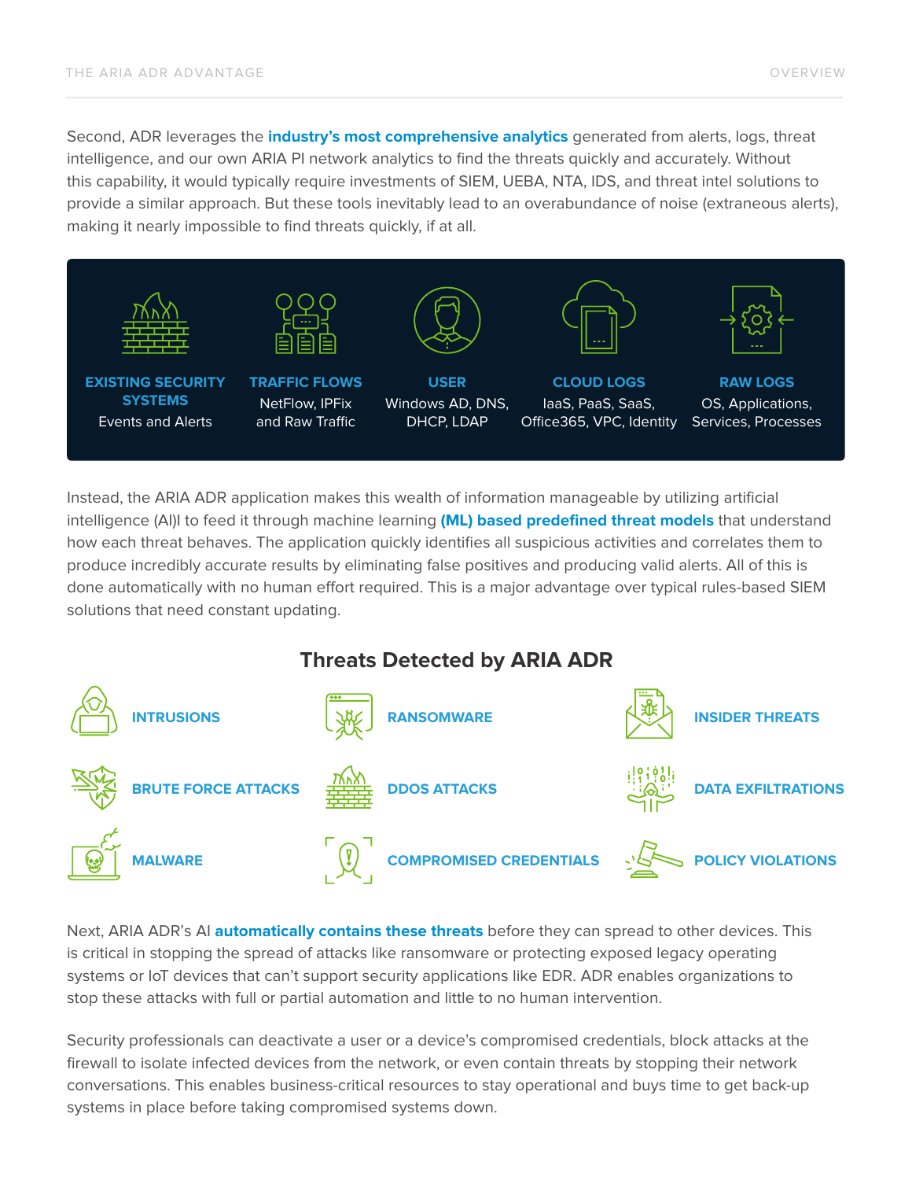Second, ADR leverages the **industry's most comprehensive analytics** generated from alerts, logs, threat intelligence, and our own ARIA PI network analytics to find the threats quickly and accurately. Without this capability, it would typically require investments of SIEM, UEBA, NTA, IDS, and threat intel solutions to provide a similar approach. But these tools inevitably lead to an overabundance of noise (extraneous alerts), making it nearly impossible to find threats quickly, if at all.

**EXISTING SECURITY SYSTEMS**
Events and Alerts

**TRAFFIC FLOWS**
NetFlow, IPFix and Raw Traffic

**USER**
Windows AD, DNS, DHCP, LDAP

**CLOUD LOGS**
IaaS, PaaS, SaaS, Office365, VPC, Identity

**RAW LOGS**
OS, Applications, Services, Processes

Instead, the ARIA ADR application makes this wealth of information manageable by utilizing artificial intelligence (AI)I to feed it through machine learning **(ML) based predefined threat models** that understand how each threat behaves. The application quickly identifies all suspicious activities and correlates them to produce incredibly accurate results by eliminating false positives and producing valid alerts. All of this is done automatically with no human effort required. This is a major advantage over typical rules-based SIEM solutions that need constant updating.

## Threats Detected by ARIA ADR

- **INTRUSIONS**
- **RANSOMWARE**
- **INSIDER THREATS**
- **BRUTE FORCE ATTACKS**
- **DDOS ATTACKS**
- **DATA EXFILTRATIONS**
- **MALWARE**
- **COMPROMISED CREDENTIALS**
- **POLICY VIOLATIONS**

Next, ARIA ADR's AI **automatically contains these threats** before they can spread to other devices. This is critical in stopping the spread of attacks like ransomware or protecting exposed legacy operating systems or IoT devices that can't support security applications like EDR. ADR enables organizations to stop these attacks with full or partial automation and little to no human intervention.

Security professionals can deactivate a user or a device's compromised credentials, block attacks at the firewall to isolate infected devices from the network, or even contain threats by stopping their network conversations. This enables business-critical resources to stay operational and buys time to get back-up systems in place before taking compromised systems down.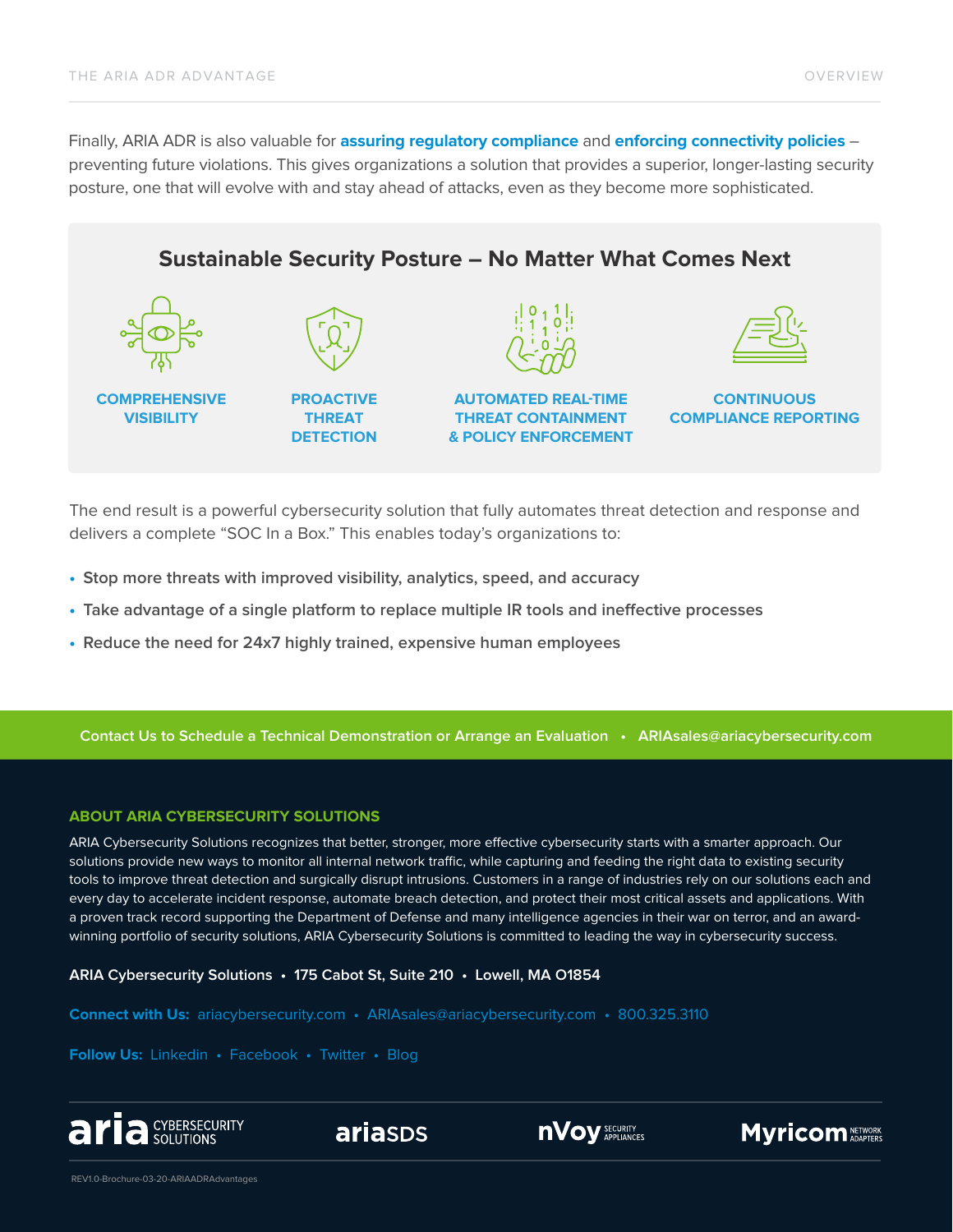Finally, ARIA ADR is also valuable for **assuring regulatory compliance** and **enforcing connectivity policies** – preventing future violations. This gives organizations a solution that provides a superior, longer-lasting security posture, one that will evolve with and stay ahead of attacks, even as they become more sophisticated.

## Sustainable Security Posture – No Matter What Comes Next

**COMPREHENSIVE VISIBILITY**

**PROACTIVE THREAT DETECTION**

**AUTOMATED REAL-TIME THREAT CONTAINMENT & POLICY ENFORCEMENT**

**CONTINUOUS COMPLIANCE REPORTING**

The end result is a powerful cybersecurity solution that fully automates threat detection and response and delivers a complete "SOC In a Box." This enables today's organizations to:

- **Stop more threats with improved visibility, analytics, speed, and accuracy**
- **Take advantage of a single platform to replace multiple IR tools and ineffective processes**
- **Reduce the need for 24x7 highly trained, expensive human employees**

**Contact Us to Schedule a Technical Demonstration or Arrange an Evaluation • ARIAsales@ariacybersecurity.com**

### ABOUT ARIA CYBERSECURITY SOLUTIONS

ARIA Cybersecurity Solutions recognizes that better, stronger, more effective cybersecurity starts with a smarter approach. Our solutions provide new ways to monitor all internal network traffic, while capturing and feeding the right data to existing security tools to improve threat detection and surgically disrupt intrusions. Customers in a range of industries rely on our solutions each and every day to accelerate incident response, automate breach detection, and protect their most critical assets and applications. With a proven track record supporting the Department of Defense and many intelligence agencies in their war on terror, and an award-winning portfolio of security solutions, ARIA Cybersecurity Solutions is committed to leading the way in cybersecurity success.

**ARIA Cybersecurity Solutions • 175 Cabot St, Suite 210 • Lowell, MA 01854**

**Connect with Us:** ariacybersecurity.com • ARIAsales@ariacybersecurity.com • 800.325.3110

**Follow Us:** Linkedin • Facebook • Twitter • Blog

aria CYBERSECURITY SOLUTIONS ariaSDS nVoy SECURITY APPLIANCES Myricom NETWORK ADAPTERS

REV1.0-Brochure-03-20-ARIAADRAdvantages